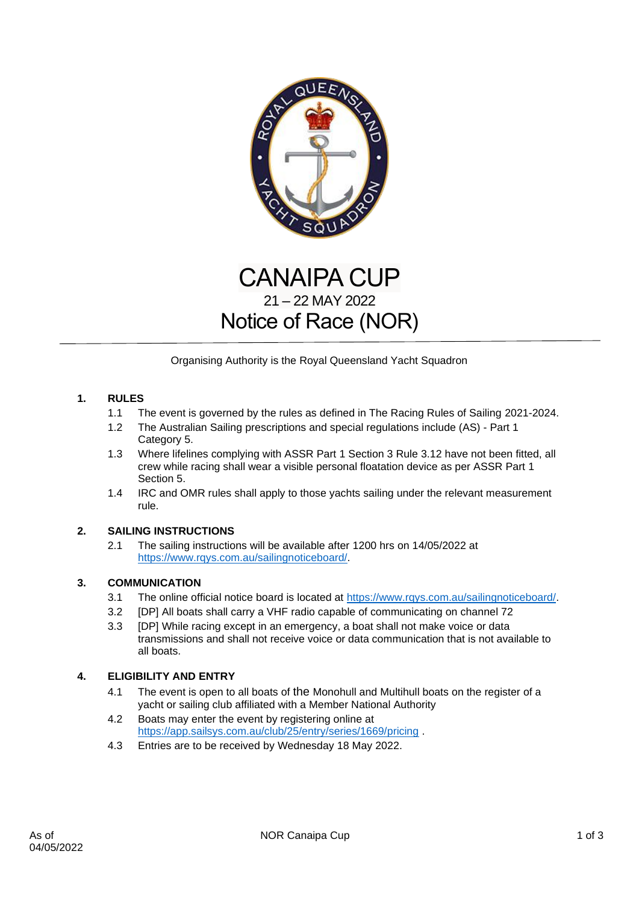# CANAIPA CUP

21 – 22 MAY 2022

# Notice of Race (NOR)

Organising Authority is the Royal Queensland Yacht Squadron

## 1. RULES

1.1 The event is governed by the rules as defined in The Racing Rules of Sailing 2021-2024.

1.2 The Australian Sailing prescriptions and special regulations include (AS) - Part 1 Category 5.

1.3 Where lifelines complying with ASSR Part 1 Section 3 Rule 3.12 have not been fitted, all crew while racing shall wear a visible personal floatation device as per ASSR Part 1 Section 5.

1.4 IRC and OMR rules shall apply to those yachts sailing under the relevant measurement rule.

## 2. SAILING INSTRUCTIONS

2.1 The sailing instructions will be available after 1200 hrs on 14/05/2022 at https://www.rqys.com.au/sailingnoticeboard/.

## 3. COMMUNICATION

3.1 The online official notice board is located at https://www.rqys.com.au/sailingnoticeboard/.

3.2 [DP] All boats shall carry a VHF radio capable of communicating on channel 72

3.3 [DP] While racing except in an emergency, a boat shall not make voice or data transmissions and shall not receive voice or data communication that is not available to all boats.

## 4. ELIGIBILITY AND ENTRY

4.1 The event is open to all boats of the Monohull and Multihull boats on the register of a yacht or sailing club affiliated with a Member National Authority

4.2 Boats may enter the event by registering online at https://app.sailsys.com.au/club/25/entry/series/1669/pricing .

4.3 Entries are to be received by Wednesday 18 May 2022.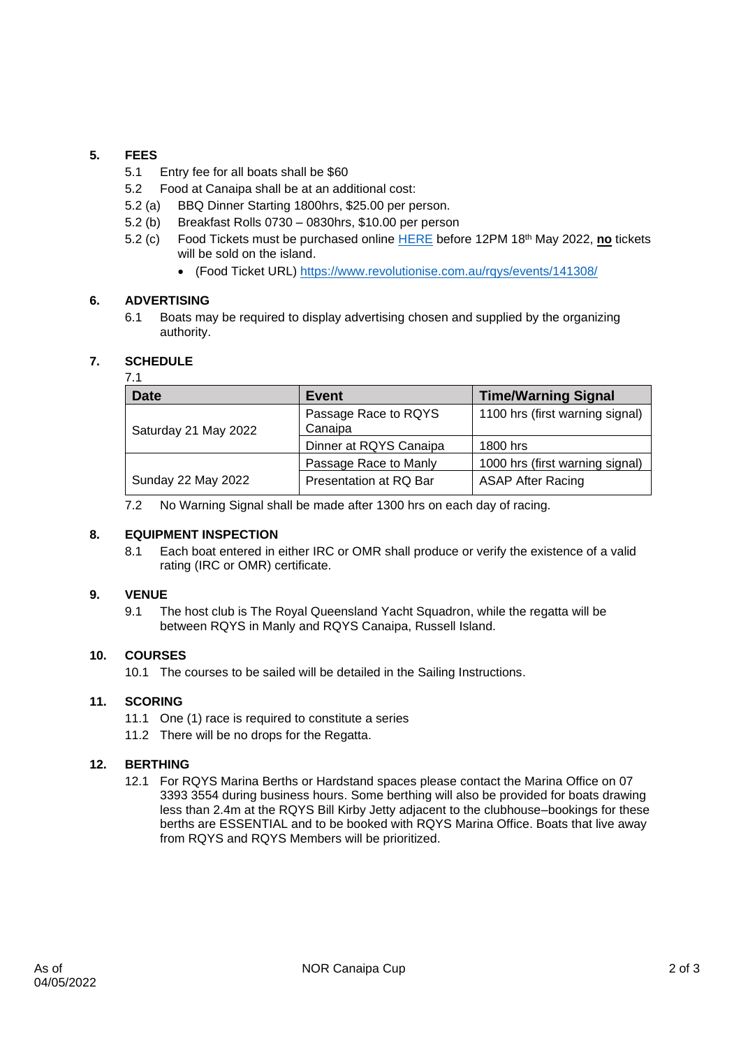## 5. FEES

5.1 Entry fee for all boats shall be $60

5.2 Food at Canaipa shall be at an additional cost:

5.2 (a) BBQ Dinner Starting 1800hrs, $25.00 per person.

5.2 (b) Breakfast Rolls 0730 – 0830hrs, $10.00 per person

5.2 (c) Food Tickets must be purchased online [HERE](https://www.revolutionise.com.au/rqys/events/141308/) before 12PM 18th May 2022, **no** tickets will be sold on the island.

- (Food Ticket URL) https://www.revolutionise.com.au/rqys/events/141308/

## 6. ADVERTISING

6.1 Boats may be required to display advertising chosen and supplied by the organizing authority.

## 7. SCHEDULE

7.1

| Date | Event | Time/Warning Signal |
|---|---|---|
| Saturday 21 May 2022 | Passage Race to RQYS Canaipa | 1100 hrs (first warning signal) |
| | Dinner at RQYS Canaipa | 1800 hrs |
| Sunday 22 May 2022 | Passage Race to Manly | 1000 hrs (first warning signal) |
| | Presentation at RQ Bar | ASAP After Racing |

7.2 No Warning Signal shall be made after 1300 hrs on each day of racing.

## 8. EQUIPMENT INSPECTION

8.1 Each boat entered in either IRC or OMR shall produce or verify the existence of a valid rating (IRC or OMR) certificate.

## 9. VENUE

9.1 The host club is The Royal Queensland Yacht Squadron, while the regatta will be between RQYS in Manly and RQYS Canaipa, Russell Island.

## 10. COURSES

10.1 The courses to be sailed will be detailed in the Sailing Instructions.

## 11. SCORING

11.1 One (1) race is required to constitute a series

11.2 There will be no drops for the Regatta.

## 12. BERTHING

12.1 For RQYS Marina Berths or Hardstand spaces please contact the Marina Office on 07 3393 3554 during business hours. Some berthing will also be provided for boats drawing less than 2.4m at the RQYS Bill Kirby Jetty adjacent to the clubhouse–bookings for these berths are ESSENTIAL and to be booked with RQYS Marina Office. Boats that live away from RQYS and RQYS Members will be prioritized.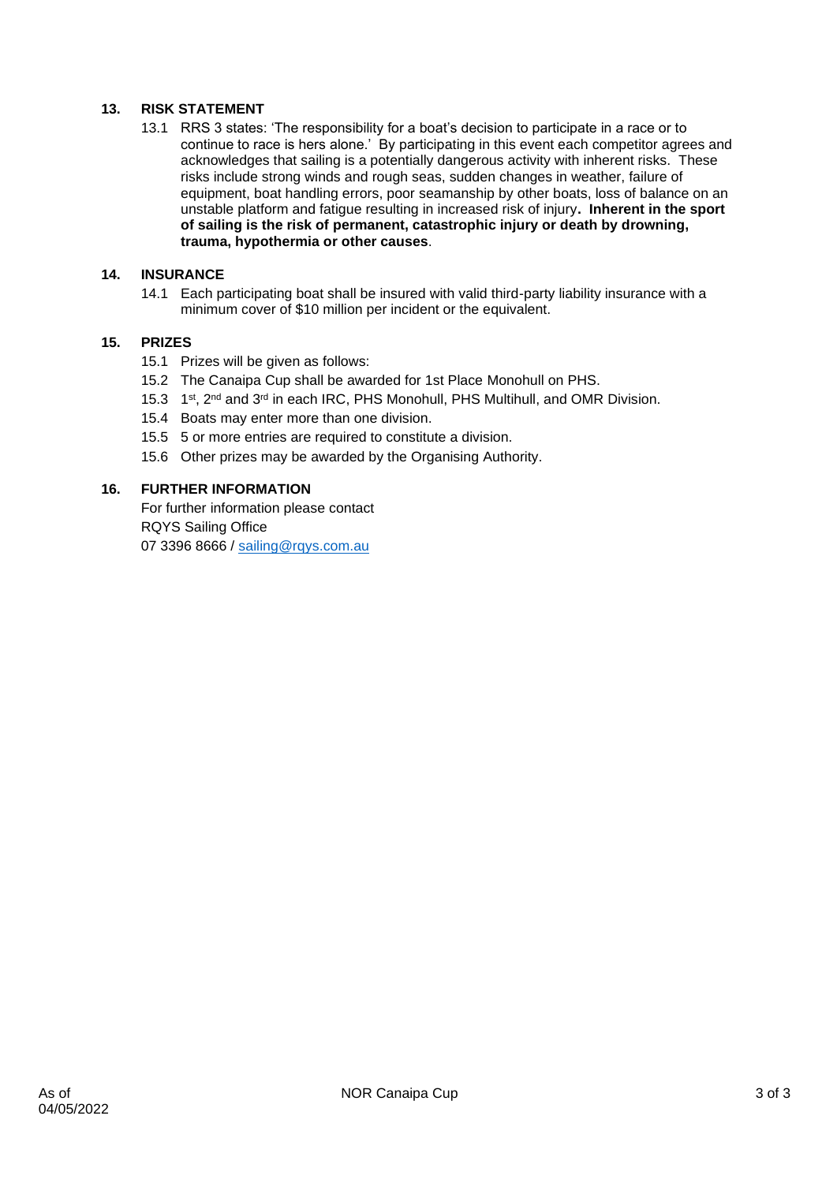## 13. RISK STATEMENT

13.1 RRS 3 states: 'The responsibility for a boat's decision to participate in a race or to continue to race is hers alone.' By participating in this event each competitor agrees and acknowledges that sailing is a potentially dangerous activity with inherent risks. These risks include strong winds and rough seas, sudden changes in weather, failure of equipment, boat handling errors, poor seamanship by other boats, loss of balance on an unstable platform and fatigue resulting in increased risk of injury**. Inherent in the sport of sailing is the risk of permanent, catastrophic injury or death by drowning, trauma, hypothermia or other causes**.

## 14. INSURANCE

14.1 Each participating boat shall be insured with valid third-party liability insurance with a minimum cover of $10 million per incident or the equivalent.

## 15. PRIZES

15.1 Prizes will be given as follows:

15.2 The Canaipa Cup shall be awarded for 1st Place Monohull on PHS.

15.3 1st, 2nd and 3rd in each IRC, PHS Monohull, PHS Multihull, and OMR Division.

15.4 Boats may enter more than one division.

15.5 5 or more entries are required to constitute a division.

15.6 Other prizes may be awarded by the Organising Authority.

## 16. FURTHER INFORMATION

For further information please contact
RQYS Sailing Office
07 3396 8666 / sailing@rqys.com.au